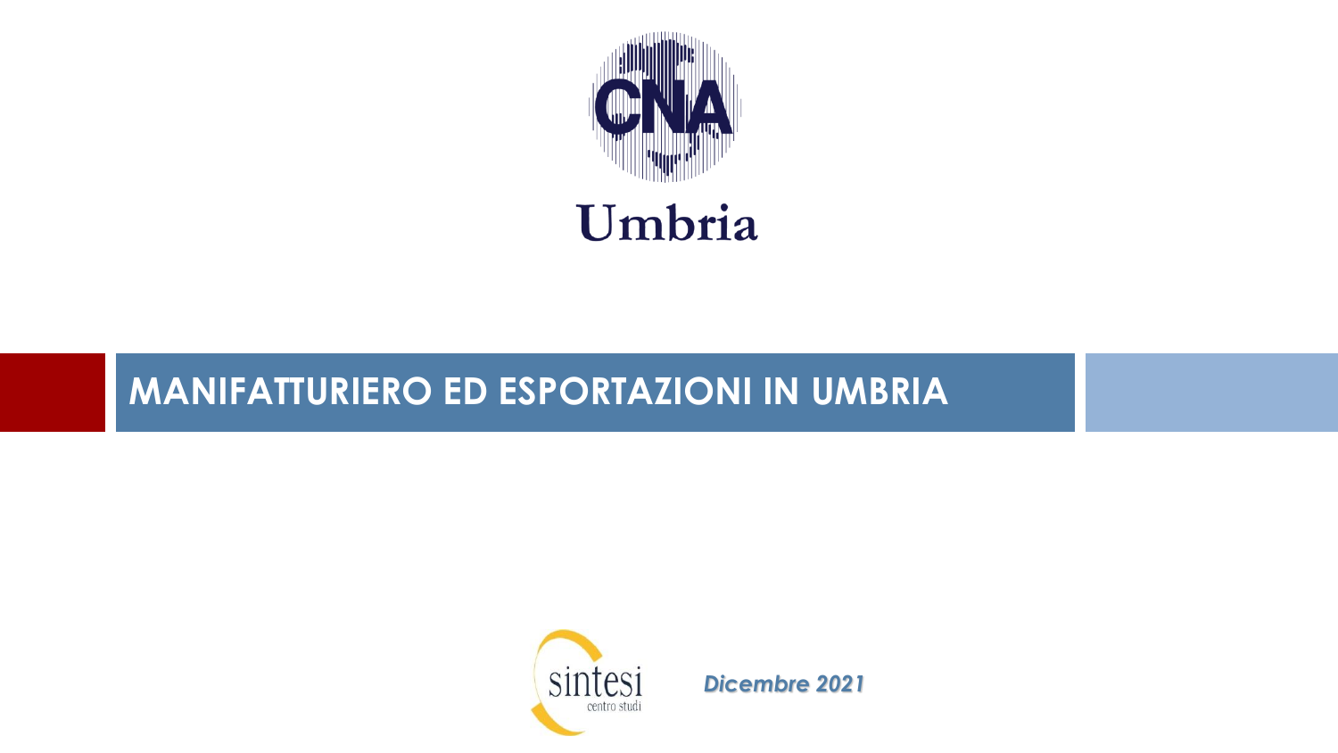CNA

Umbria

# MANIFATTURIERO ED ESPORTAZIONI IN UMBRIA

sintesi centro studi

***Dicembre 2021***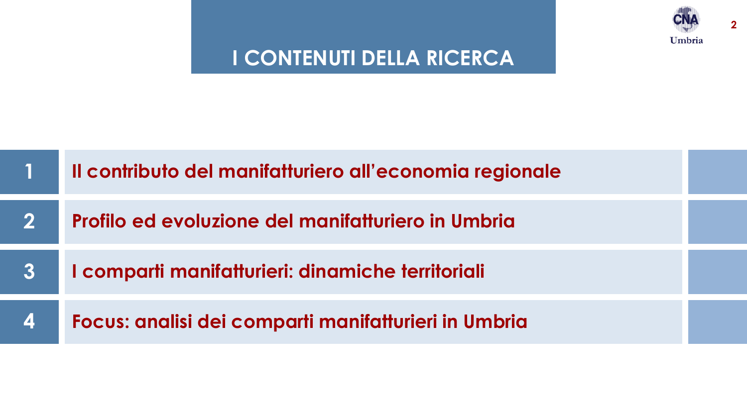# I CONTENUTI DELLA RICERCA

1. **Il contributo del manifatturiero all'economia regionale**
2. **Profilo ed evoluzione del manifatturiero in Umbria**
3. **I comparti manifatturieri: dinamiche territoriali**
4. **Focus: analisi dei comparti manifatturieri in Umbria**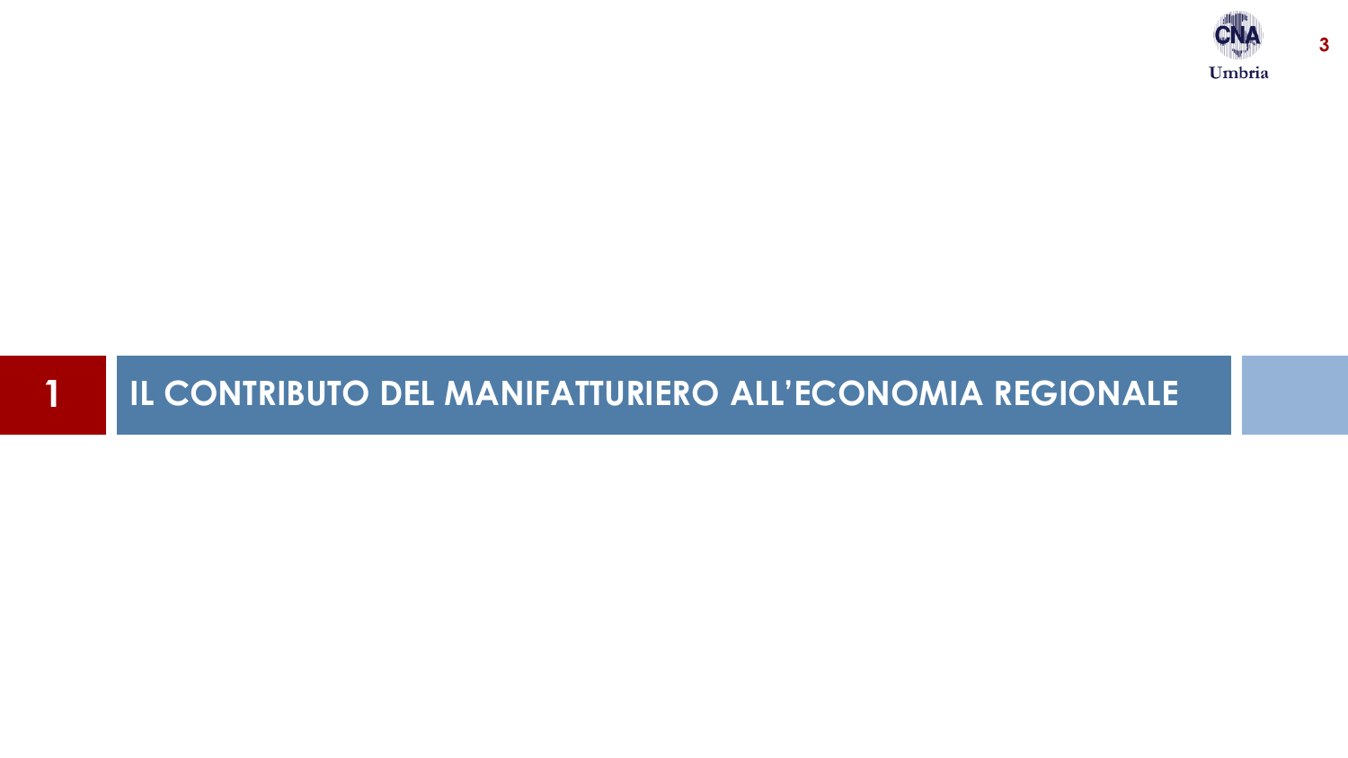# 1 IL CONTRIBUTO DEL MANIFATTURIERO ALL'ECONOMIA REGIONALE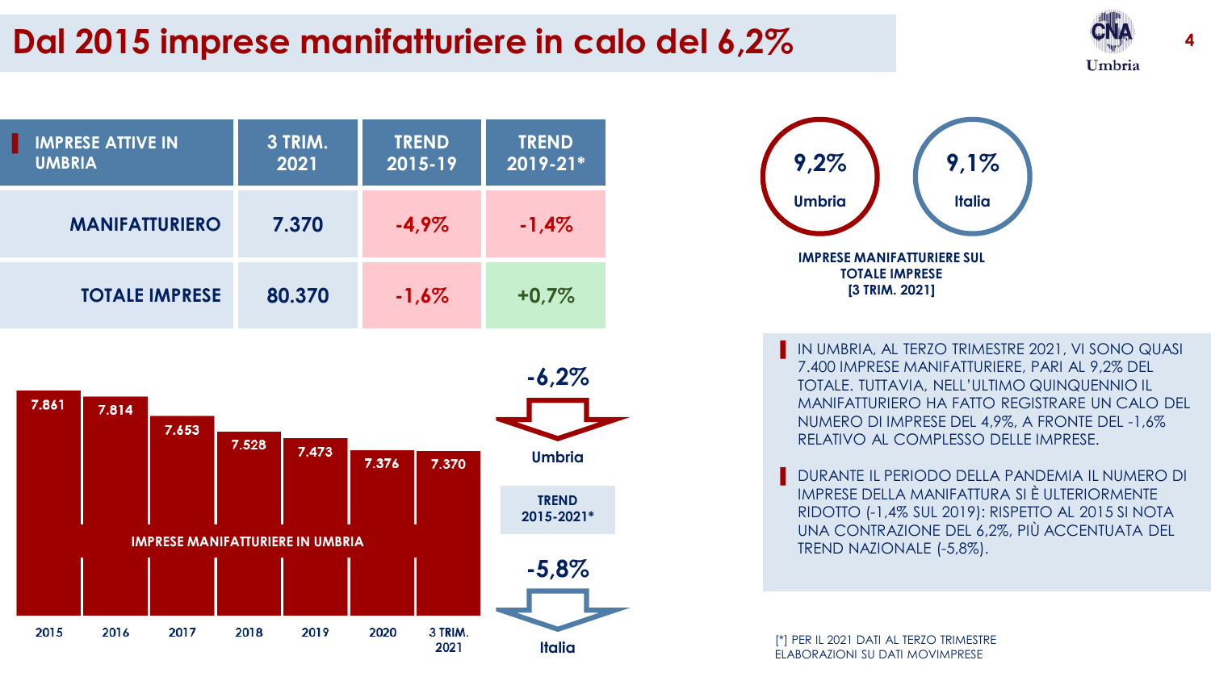# Dal 2015 imprese manifatturiere in calo del 6,2%

| IMPRESE ATTIVE IN UMBRIA | 3 TRIM. 2021 | TREND 2015-19 | TREND 2019-21* |
|---|---|---|---|
| MANIFATTURIERO | 7.370 | -4,9% | -1,4% |
| TOTALE IMPRESE | 80.370 | -1,6% | +0,7% |

**9,2%** Umbria — **9,1%** Italia

**IMPRESE MANIFATTURIERE SUL TOTALE IMPRESE [3 TRIM. 2021]**

**IMPRESE MANIFATTURIERE IN UMBRIA**

| 2015 | 2016 | 2017 | 2018 | 2019 | 2020 | 3 TRIM. 2021 |
|---|---|---|---|---|---|---|
| 7.861 | 7.814 | 7.653 | 7.528 | 7.473 | 7.376 | 7.370 |

**TREND 2015-2021***

- Umbria: **-6,2%**
- Italia: **-5,8%**

- IN UMBRIA, AL TERZO TRIMESTRE 2021, VI SONO QUASI 7.400 IMPRESE MANIFATTURIERE, PARI AL 9,2% DEL TOTALE. TUTTAVIA, NELL'ULTIMO QUINQUENNIO IL MANIFATTURIERO HA FATTO REGISTRARE UN CALO DEL NUMERO DI IMPRESE DEL 4,9%, A FRONTE DEL -1,6% RELATIVO AL COMPLESSO DELLE IMPRESE.

- DURANTE IL PERIODO DELLA PANDEMIA IL NUMERO DI IMPRESE DELLA MANIFATTURA SI È ULTERIORMENTE RIDOTTO (-1,4% SUL 2019): RISPETTO AL 2015 SI NOTA UNA CONTRAZIONE DEL 6,2%, PIÙ ACCENTUATA DEL TREND NAZIONALE (-5,8%).

[*] PER IL 2021 DATI AL TERZO TRIMESTRE
ELABORAZIONI SU DATI MOVIMPRESE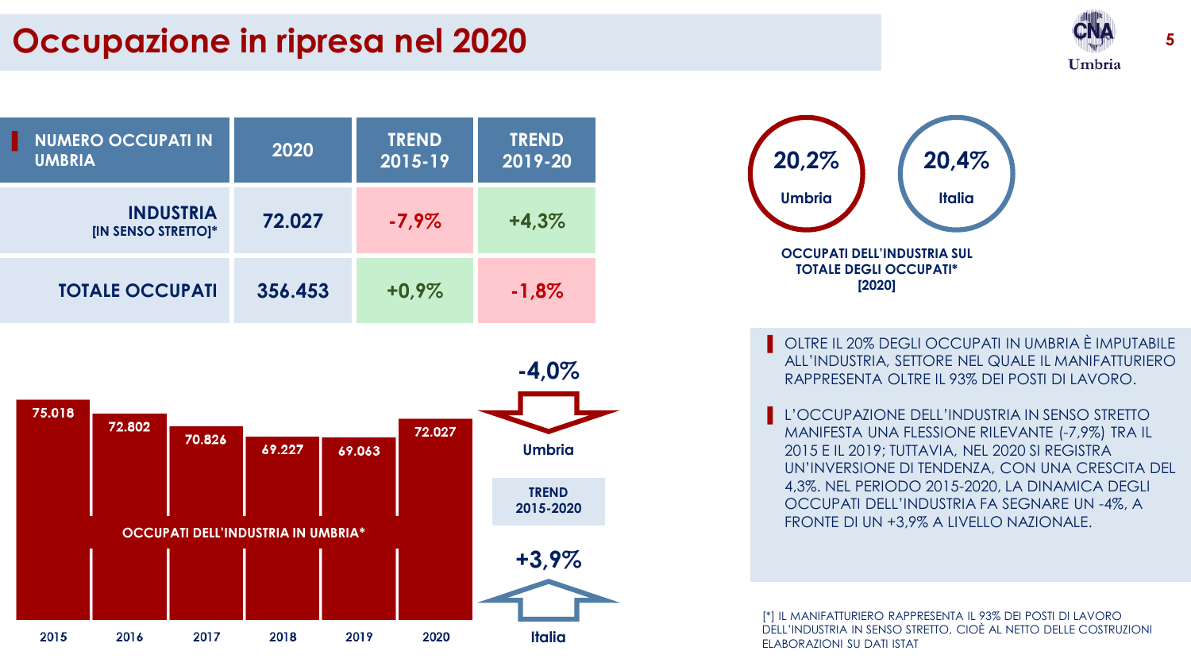# Occupazione in ripresa nel 2020

| NUMERO OCCUPATI IN UMBRIA | 2020 | TREND 2015-19 | TREND 2019-20 |
|---|---|---|---|
| INDUSTRIA [IN SENSO STRETTO]* | 72.027 | -7,9% | +4,3% |
| TOTALE OCCUPATI | 356.453 | +0,9% | -1,8% |

**OCCUPATI DELL'INDUSTRIA IN UMBRIA***

| 2015 | 2016 | 2017 | 2018 | 2019 | 2020 |
|---|---|---|---|---|---|
| 75.018 | 72.802 | 70.826 | 69.227 | 69.063 | 72.027 |

**TREND 2015-2020**

- Umbria: -4,0%
- Italia: +3,9%

**OCCUPATI DELL'INDUSTRIA SUL TOTALE DEGLI OCCUPATI* [2020]**

- Umbria: 20,2%
- Italia: 20,4%

OLTRE IL 20% DEGLI OCCUPATI IN UMBRIA È IMPUTABILE ALL'INDUSTRIA, SETTORE NEL QUALE IL MANIFATTURIERO RAPPRESENTA OLTRE IL 93% DEI POSTI DI LAVORO.

L'OCCUPAZIONE DELL'INDUSTRIA IN SENSO STRETTO MANIFESTA UNA FLESSIONE RILEVANTE (-7,9%) TRA IL 2015 E IL 2019; TUTTAVIA, NEL 2020 SI REGISTRA UN'INVERSIONE DI TENDENZA, CON UNA CRESCITA DEL 4,3%. NEL PERIODO 2015-2020, LA DINAMICA DEGLI OCCUPATI DELL'INDUSTRIA FA SEGNARE UN -4%, A FRONTE DI UN +3,9% A LIVELLO NAZIONALE.

[*] IL MANIFATTURIERO RAPPRESENTA IL 93% DEI POSTI DI LAVORO DELL'INDUSTRIA IN SENSO STRETTO, CIOÈ AL NETTO DELLE COSTRUZIONI
ELABORAZIONI SU DATI ISTAT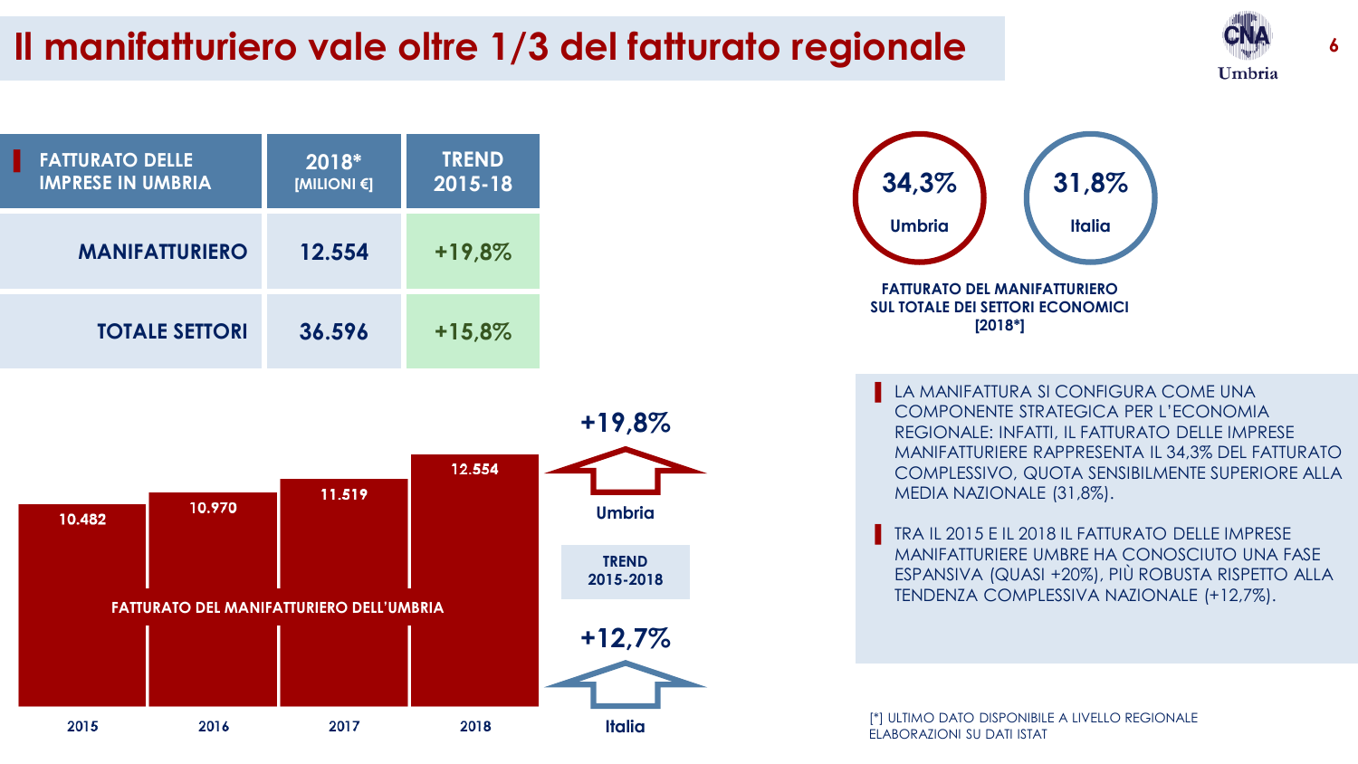# Il manifatturiero vale oltre 1/3 del fatturato regionale

| FATTURATO DELLE IMPRESE IN UMBRIA | 2018* [MILIONI €] | TREND 2015-18 |
| --- | --- | --- |
| MANIFATTURIERO | 12.554 | +19,8% |
| TOTALE SETTORI | 36.596 | +15,8% |

**FATTURATO DEL MANIFATTURIERO DELL'UMBRIA**

| 2015 | 2016 | 2017 | 2018 |
| --- | --- | --- | --- |
| 10.482 | 10.970 | 11.519 | 12.554 |

**TREND 2015-2018**

- Umbria: +19,8%
- Italia: +12,7%

**FATTURATO DEL MANIFATTURIERO SUL TOTALE DEI SETTORI ECONOMICI [2018*]**

- Umbria: 34,3%
- Italia: 31,8%

- LA MANIFATTURA SI CONFIGURA COME UNA COMPONENTE STRATEGICA PER L'ECONOMIA REGIONALE: INFATTI, IL FATTURATO DELLE IMPRESE MANIFATTURIERE RAPPRESENTA IL 34,3% DEL FATTURATO COMPLESSIVO, QUOTA SENSIBILMENTE SUPERIORE ALLA MEDIA NAZIONALE (31,8%).
- TRA IL 2015 E IL 2018 IL FATTURATO DELLE IMPRESE MANIFATTURIERE UMBRE HA CONOSCIUTO UNA FASE ESPANSIVA (QUASI +20%), PIÙ ROBUSTA RISPETTO ALLA TENDENZA COMPLESSIVA NAZIONALE (+12,7%).

[*] ULTIMO DATO DISPONIBILE A LIVELLO REGIONALE
ELABORAZIONI SU DATI ISTAT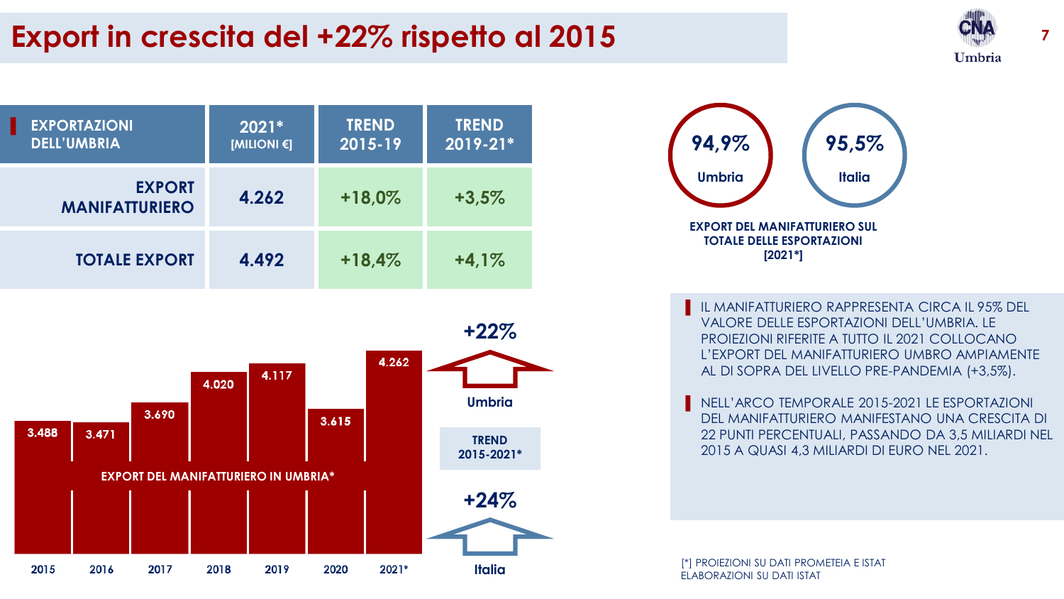# Export in crescita del +22% rispetto al 2015

| EXPORTAZIONI DELL'UMBRIA | 2021* [MILIONI €] | TREND 2015-19 | TREND 2019-21* |
|---|---|---|---|
| EXPORT MANIFATTURIERO | 4.262 | +18,0% | +3,5% |
| TOTALE EXPORT | 4.492 | +18,4% | +4,1% |

EXPORT DEL MANIFATTURIERO IN UMBRIA*

| 2015 | 2016 | 2017 | 2018 | 2019 | 2020 | 2021* |
|---|---|---|---|---|---|---|
| 3.488 | 3.471 | 3.690 | 4.020 | 4.117 | 3.615 | 4.262 |

TREND 2015-2021*

- Umbria: +22%
- Italia: +24%

EXPORT DEL MANIFATTURIERO SUL TOTALE DELLE ESPORTAZIONI [2021*]

- Umbria: 94,9%
- Italia: 95,5%

- IL MANIFATTURIERO RAPPRESENTA CIRCA IL 95% DEL VALORE DELLE ESPORTAZIONI DELL'UMBRIA. LE PROIEZIONI RIFERITE A TUTTO IL 2021 COLLOCANO L'EXPORT DEL MANIFATTURIERO UMBRO AMPIAMENTE AL DI SOPRA DEL LIVELLO PRE-PANDEMIA (+3,5%).
- NELL'ARCO TEMPORALE 2015-2021 LE ESPORTAZIONI DEL MANIFATTURIERO MANIFESTANO UNA CRESCITA DI 22 PUNTI PERCENTUALI, PASSANDO DA 3,5 MILIARDI NEL 2015 A QUASI 4,3 MILIARDI DI EURO NEL 2021.

[*] PROIEZIONI SU DATI PROMETEIA E ISTAT
ELABORAZIONI SU DATI ISTAT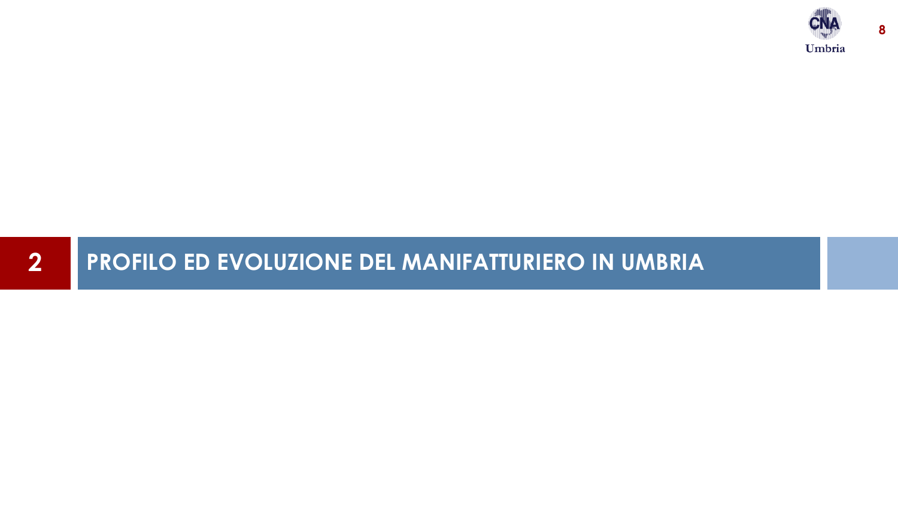# 2 PROFILO ED EVOLUZIONE DEL MANIFATTURIERO IN UMBRIA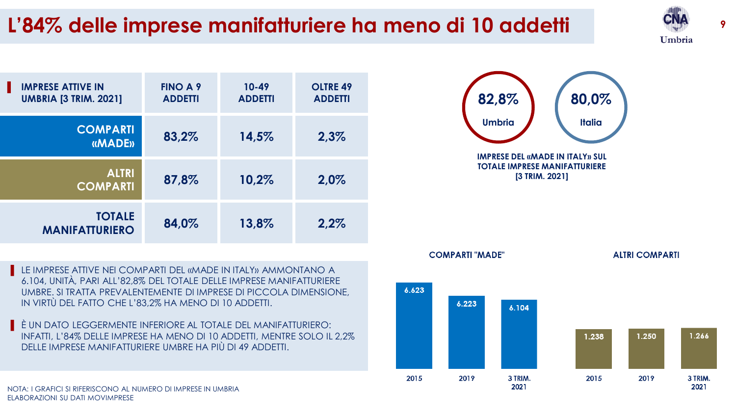# L'84% delle imprese manifatturiere ha meno di 10 addetti

| IMPRESE ATTIVE IN UMBRIA [3 TRIM. 2021] | FINO A 9 ADDETTI | 10-49 ADDETTI | OLTRE 49 ADDETTI |
|---|---|---|---|
| COMPARTI «MADE» | 83,2% | 14,5% | 2,3% |
| ALTRI COMPARTI | 87,8% | 10,2% | 2,0% |
| TOTALE MANIFATTURIERO | 84,0% | 13,8% | 2,2% |

**82,8%** Umbria

**80,0%** Italia

**IMPRESE DEL «MADE IN ITALY» SUL TOTALE IMPRESE MANIFATTURIERE [3 TRIM. 2021]**

- LE IMPRESE ATTIVE NEI COMPARTI DEL «MADE IN ITALY» AMMONTANO A 6.104, UNITÀ, PARI ALL'82,8% DEL TOTALE DELLE IMPRESE MANIFATTURIERE UMBRE. SI TRATTA PREVALENTEMENTE DI IMPRESE DI PICCOLA DIMENSIONE, IN VIRTÙ DEL FATTO CHE L'83,2% HA MENO DI 10 ADDETTI.
- È UN DATO LEGGERMENTE INFERIORE AL TOTALE DEL MANIFATTURIERO: INFATTI, L'84% DELLE IMPRESE HA MENO DI 10 ADDETTI, MENTRE SOLO IL 2,2% DELLE IMPRESE MANIFATTURIERE UMBRE HA PIÙ DI 49 ADDETTI.

**COMPARTI "MADE"**

| 2015 | 2019 | 3 TRIM. 2021 |
|---|---|---|
| 6.623 | 6.223 | 6.104 |

**ALTRI COMPARTI**

| 2015 | 2019 | 3 TRIM. 2021 |
|---|---|---|
| 1.238 | 1.250 | 1.266 |

NOTA: I GRAFICI SI RIFERISCONO AL NUMERO DI IMPRESE IN UMBRIA
ELABORAZIONI SU DATI MOVIMPRESE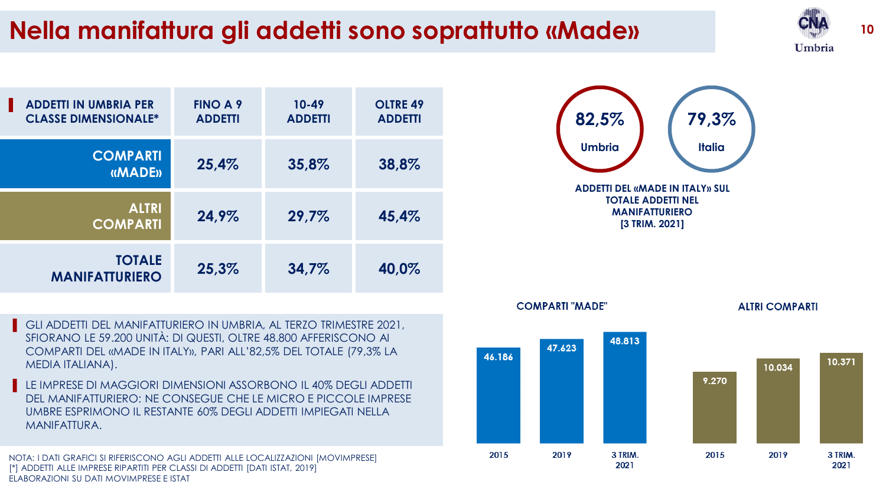# Nella manifattura gli addetti sono soprattutto «Made»

| ADDETTI IN UMBRIA PER CLASSE DIMENSIONALE* | FINO A 9 ADDETTI | 10-49 ADDETTI | OLTRE 49 ADDETTI |
|---|---|---|---|
| COMPARTI «MADE» | 25,4% | 35,8% | 38,8% |
| ALTRI COMPARTI | 24,9% | 29,7% | 45,4% |
| TOTALE MANIFATTURIERO | 25,3% | 34,7% | 40,0% |

**82,5%** Umbria

**79,3%** Italia

**ADDETTI DEL «MADE IN ITALY» SUL TOTALE ADDETTI NEL MANIFATTURIERO [3 TRIM. 2021]**

- GLI ADDETTI DEL MANIFATTURIERO IN UMBRIA, AL TERZO TRIMESTRE 2021, SFIORANO LE 59.200 UNITÀ: DI QUESTI, OLTRE 48.800 AFFERISCONO AI COMPARTI DEL «MADE IN ITALY», PARI ALL'82,5% DEL TOTALE (79,3% LA MEDIA ITALIANA).
- LE IMPRESE DI MAGGIORI DIMENSIONI ASSORBONO IL 40% DEGLI ADDETTI DEL MANIFATTURIERO: NE CONSEGUE CHE LE MICRO E PICCOLE IMPRESE UMBRE ESPRIMONO IL RESTANTE 60% DEGLI ADDETTI IMPIEGATI NELLA MANIFATTURA.

**COMPARTI "MADE"**

| 2015 | 2019 | 3 TRIM. 2021 |
|---|---|---|
| 46.186 | 47.623 | 48.813 |

**ALTRI COMPARTI**

| 2015 | 2019 | 3 TRIM. 2021 |
|---|---|---|
| 9.270 | 10.034 | 10.371 |

NOTA: I DATI GRAFICI SI RIFERISCONO AGLI ADDETTI ALLE LOCALIZZAZIONI [MOVIMPRESE]
[*] ADDETTI ALLE IMPRESE RIPARTITI PER CLASSI DI ADDETTI [DATI ISTAT, 2019]
ELABORAZIONI SU DATI MOVIMPRESE E ISTAT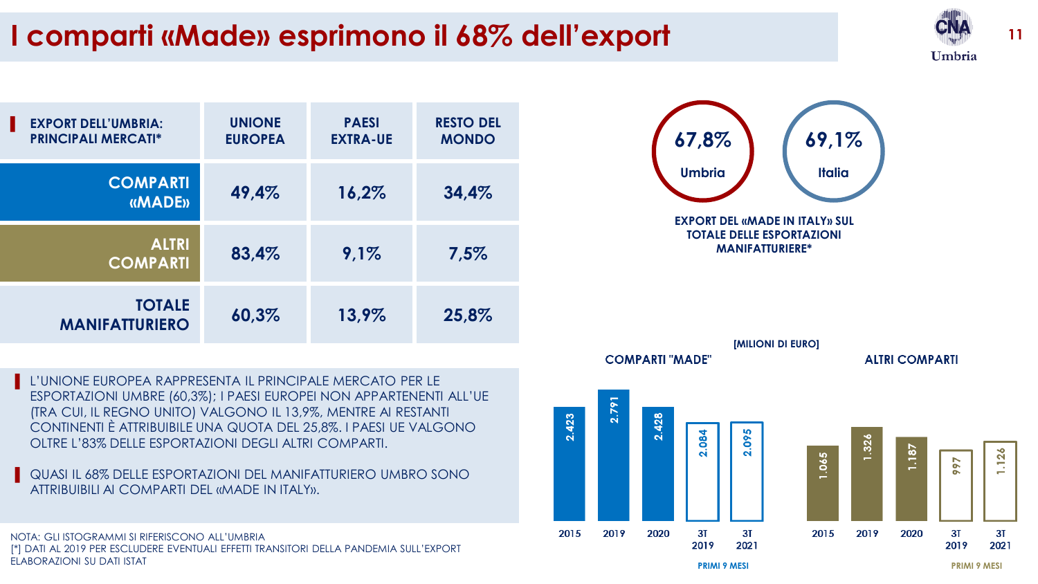# I comparti «Made» esprimono il 68% dell'export

| EXPORT DELL'UMBRIA: PRINCIPALI MERCATI* | UNIONE EUROPEA | PAESI EXTRA-UE | RESTO DEL MONDO |
|---|---|---|---|
| COMPARTI «MADE» | 49,4% | 16,2% | 34,4% |
| ALTRI COMPARTI | 83,4% | 9,1% | 7,5% |
| TOTALE MANIFATTURIERO | 60,3% | 13,9% | 25,8% |

- L'UNIONE EUROPEA RAPPRESENTA IL PRINCIPALE MERCATO PER LE ESPORTAZIONI UMBRE (60,3%); I PAESI EUROPEI NON APPARTENENTI ALL'UE (TRA CUI, IL REGNO UNITO) VALGONO IL 13,9%, MENTRE AI RESTANTI CONTINENTI È ATTRIBUIBILE UNA QUOTA DEL 25,8%. I PAESI UE VALGONO OLTRE L'83% DELLE ESPORTAZIONI DEGLI ALTRI COMPARTI.
- QUASI IL 68% DELLE ESPORTAZIONI DEL MANIFATTURIERO UMBRO SONO ATTRIBUIBILI AI COMPARTI DEL «MADE IN ITALY».

**67,8%** Umbria — **69,1%** Italia

EXPORT DEL «MADE IN ITALY» SUL TOTALE DELLE ESPORTAZIONI MANIFATTURIERE*

[MILIONI DI EURO]

| | 2015 | 2019 | 2020 | 3T 2019 | 3T 2021 |
|---|---|---|---|---|---|
| COMPARTI "MADE" | 2.423 | 2.791 | 2.428 | 2.084 | 2.095 |
| ALTRI COMPARTI | 1.065 | 1.326 | 1.187 | 997 | 1.126 |

3T 2019 e 3T 2021: PRIMI 9 MESI

NOTA: GLI ISTOGRAMMI SI RIFERISCONO ALL'UMBRIA
[*] DATI AL 2019 PER ESCLUDERE EVENTUALI EFFETTI TRANSITORI DELLA PANDEMIA SULL'EXPORT
ELABORAZIONI SU DATI ISTAT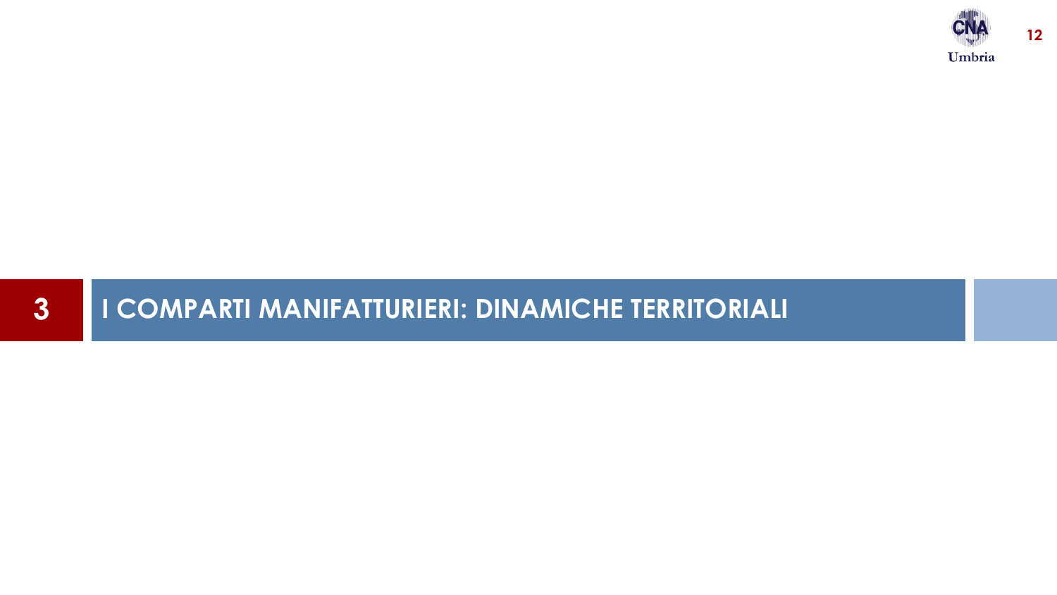# 3 I COMPARTI MANIFATTURIERI: DINAMICHE TERRITORIALI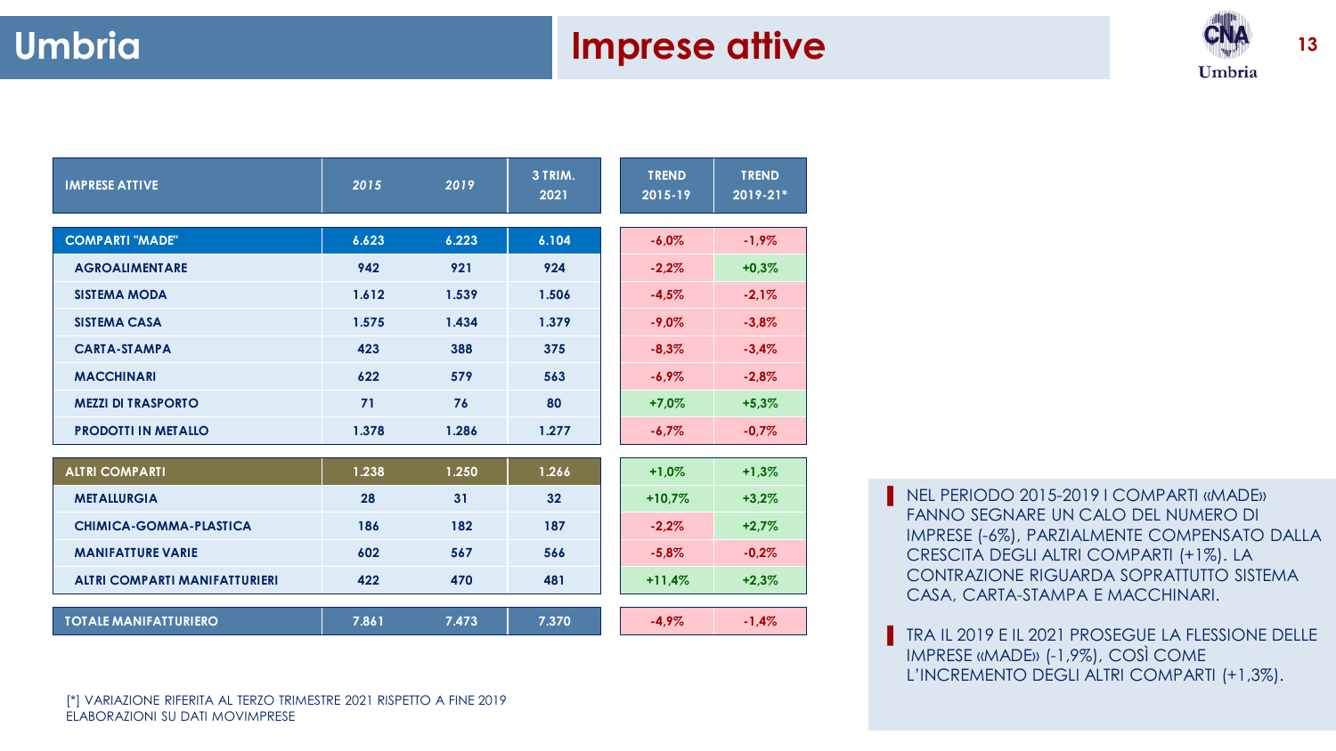# Umbria

## Imprese attive

| IMPRESE ATTIVE | 2015 | 2019 | 3 TRIM. 2021 | TREND 2015-19 | TREND 2019-21* |
|---|---|---|---|---|---|
| **COMPARTI "MADE"** | 6.623 | 6.223 | 6.104 | -6,0% | -1,9% |
| AGROALIMENTARE | 942 | 921 | 924 | -2,2% | +0,3% |
| SISTEMA MODA | 1.612 | 1.539 | 1.506 | -4,5% | -2,1% |
| SISTEMA CASA | 1.575 | 1.434 | 1.379 | -9,0% | -3,8% |
| CARTA-STAMPA | 423 | 388 | 375 | -8,3% | -3,4% |
| MACCHINARI | 622 | 579 | 563 | -6,9% | -2,8% |
| MEZZI DI TRASPORTO | 71 | 76 | 80 | +7,0% | +5,3% |
| PRODOTTI IN METALLO | 1.378 | 1.286 | 1.277 | -6,7% | -0,7% |
| **ALTRI COMPARTI** | 1.238 | 1.250 | 1.266 | +1,0% | +1,3% |
| METALLURGIA | 28 | 31 | 32 | +10,7% | +3,2% |
| CHIMICA-GOMMA-PLASTICA | 186 | 182 | 187 | -2,2% | +2,7% |
| MANIFATTURE VARIE | 602 | 567 | 566 | -5,8% | -0,2% |
| ALTRI COMPARTI MANIFATTURIERI | 422 | 470 | 481 | +11,4% | +2,3% |
| **TOTALE MANIFATTURIERO** | 7.861 | 7.473 | 7.370 | -4,9% | -1,4% |

[*] VARIAZIONE RIFERITA AL TERZO TRIMESTRE 2021 RISPETTO A FINE 2019
ELABORAZIONI SU DATI MOVIMPRESE

- NEL PERIODO 2015-2019 I COMPARTI «MADE» FANNO SEGNARE UN CALO DEL NUMERO DI IMPRESE (-6%), PARZIALMENTE COMPENSATO DALLA CRESCITA DEGLI ALTRI COMPARTI (+1%). LA CONTRAZIONE RIGUARDA SOPRATTUTTO SISTEMA CASA, CARTA-STAMPA E MACCHINARI.
- TRA IL 2019 E IL 2021 PROSEGUE LA FLESSIONE DELLE IMPRESE «MADE» (-1,9%), COSÌ COME L'INCREMENTO DEGLI ALTRI COMPARTI (+1,3%).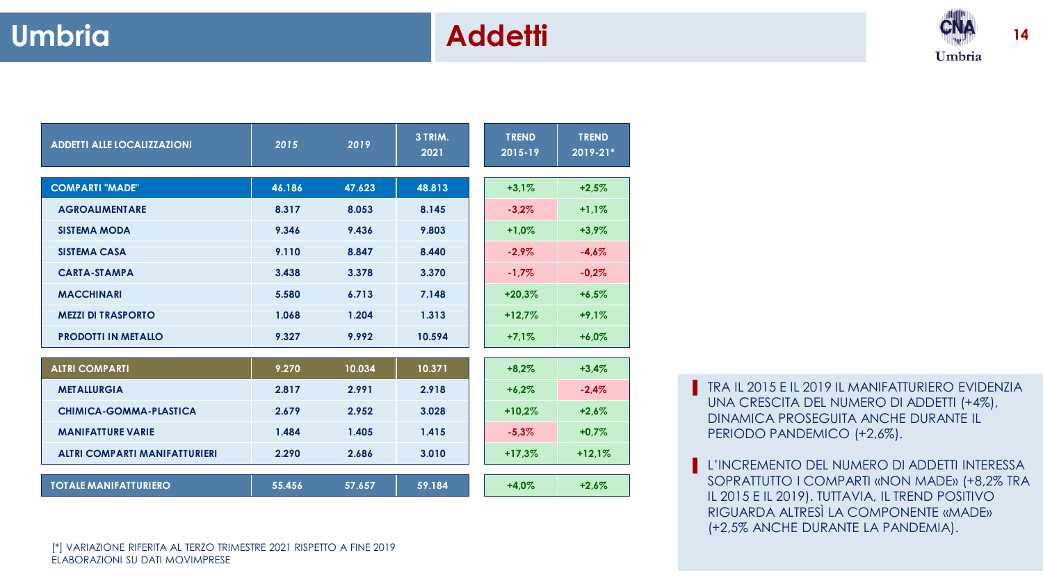# Umbria

## Addetti

| ADDETTI ALLE LOCALIZZAZIONI | 2015 | 2019 | 3 TRIM. 2021 | TREND 2015-19 | TREND 2019-21* |
|---|---|---|---|---|---|
| **COMPARTI "MADE"** | **46.186** | **47.623** | **48.813** | **+3,1%** | **+2,5%** |
| AGROALIMENTARE | 8.317 | 8.053 | 8.145 | -3,2% | +1,1% |
| SISTEMA MODA | 9.346 | 9.436 | 9.803 | +1,0% | +3,9% |
| SISTEMA CASA | 9.110 | 8.847 | 8.440 | -2,9% | -4,6% |
| CARTA-STAMPA | 3.438 | 3.378 | 3.370 | -1,7% | -0,2% |
| MACCHINARI | 5.580 | 6.713 | 7.148 | +20,3% | +6,5% |
| MEZZI DI TRASPORTO | 1.068 | 1.204 | 1.313 | +12,7% | +9,1% |
| PRODOTTI IN METALLO | 9.327 | 9.992 | 10.594 | +7,1% | +6,0% |
| **ALTRI COMPARTI** | **9.270** | **10.034** | **10.371** | **+8,2%** | **+3,4%** |
| METALLURGIA | 2.817 | 2.991 | 2.918 | +6,2% | -2,4% |
| CHIMICA-GOMMA-PLASTICA | 2.679 | 2.952 | 3.028 | +10,2% | +2,6% |
| MANIFATTURE VARIE | 1.484 | 1.405 | 1.415 | -5,3% | +0,7% |
| ALTRI COMPARTI MANIFATTURIERI | 2.290 | 2.686 | 3.010 | +17,3% | +12,1% |
| **TOTALE MANIFATTURIERO** | **55.456** | **57.657** | **59.184** | **+4,0%** | **+2,6%** |

[*] VARIAZIONE RIFERITA AL TERZO TRIMESTRE 2021 RISPETTO A FINE 2019
ELABORAZIONI SU DATI MOVIMPRESE

- TRA IL 2015 E IL 2019 IL MANIFATTURIERO EVIDENZIA UNA CRESCITA DEL NUMERO DI ADDETTI (+4%), DINAMICA PROSEGUITA ANCHE DURANTE IL PERIODO PANDEMICO (+2,6%).
- L'INCREMENTO DEL NUMERO DI ADDETTI INTERESSA SOPRATTUTTO I COMPARTI «NON MADE» (+8,2% TRA IL 2015 E IL 2019). TUTTAVIA, IL TREND POSITIVO RIGUARDA ALTRESÌ LA COMPONENTE «MADE» (+2,5% ANCHE DURANTE LA PANDEMIA).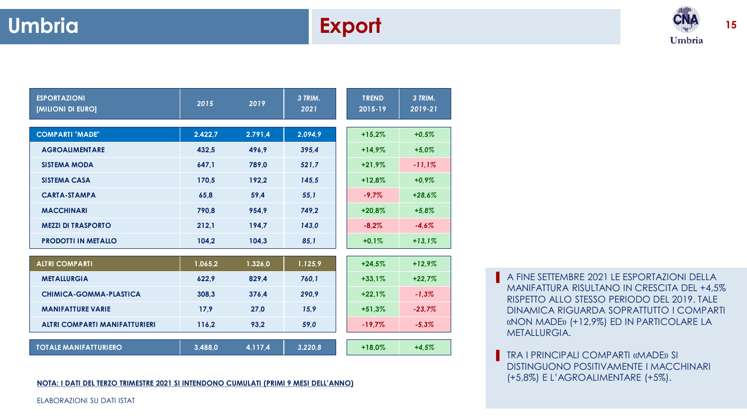# Umbria

## Export

| ESPORTAZIONI [MILIONI DI EURO] | 2015 | 2019 | 3 TRIM. 2021 | TREND 2015-19 | 3 TRIM. 2019-21 |
|---|---|---|---|---|---|
| **COMPARTI "MADE"** | 2.422,7 | 2.791,4 | 2.094,9 | +15,2% | +0,5% |
| AGROALIMENTARE | 432,5 | 496,9 | 395,4 | +14,9% | +5,0% |
| SISTEMA MODA | 647,1 | 789,0 | 521,7 | +21,9% | -11,1% |
| SISTEMA CASA | 170,5 | 192,2 | 145,5 | +12,8% | +0,9% |
| CARTA-STAMPA | 65,8 | 59,4 | 55,1 | -9,7% | +28,6% |
| MACCHINARI | 790,8 | 954,9 | 749,2 | +20,8% | +5,8% |
| MEZZI DI TRASPORTO | 212,1 | 194,7 | 143,0 | -8,2% | -4,6% |
| PRODOTTI IN METALLO | 104,2 | 104,3 | 85,1 | +0,1% | +13,1% |
| **ALTRI COMPARTI** | 1.065,2 | 1.326,0 | 1.125,9 | +24,5% | +12,9% |
| METALLURGIA | 622,9 | 829,4 | 760,1 | +33,1% | +22,7% |
| CHIMICA-GOMMA-PLASTICA | 308,3 | 376,4 | 290,9 | +22,1% | -1,3% |
| MANIFATTURE VARIE | 17,9 | 27,0 | 15,9 | +51,3% | -23,7% |
| ALTRI COMPARTI MANIFATTURIERI | 116,2 | 93,2 | 59,0 | -19,7% | -5,3% |
| **TOTALE MANIFATTURIERO** | 3.488,0 | 4.117,4 | 3.220,8 | +18,0% | +4,5% |

NOTA: I DATI DEL TERZO TRIMESTRE 2021 SI INTENDONO CUMULATI (PRIMI 9 MESI DELL'ANNO)

ELABORAZIONI SU DATI ISTAT

- A FINE SETTEMBRE 2021 LE ESPORTAZIONI DELLA MANIFATTURA RISULTANO IN CRESCITA DEL +4,5% RISPETTO ALLO STESSO PERIODO DEL 2019. TALE DINAMICA RIGUARDA SOPRATTUTTO I COMPARTI «NON MADE» (+12,9%) ED IN PARTICOLARE LA METALLURGIA.
- TRA I PRINCIPALI COMPARTI «MADE» SI DISTINGUONO POSITIVAMENTE I MACCHINARI (+5,8%) E L'AGROALIMENTARE (+5%).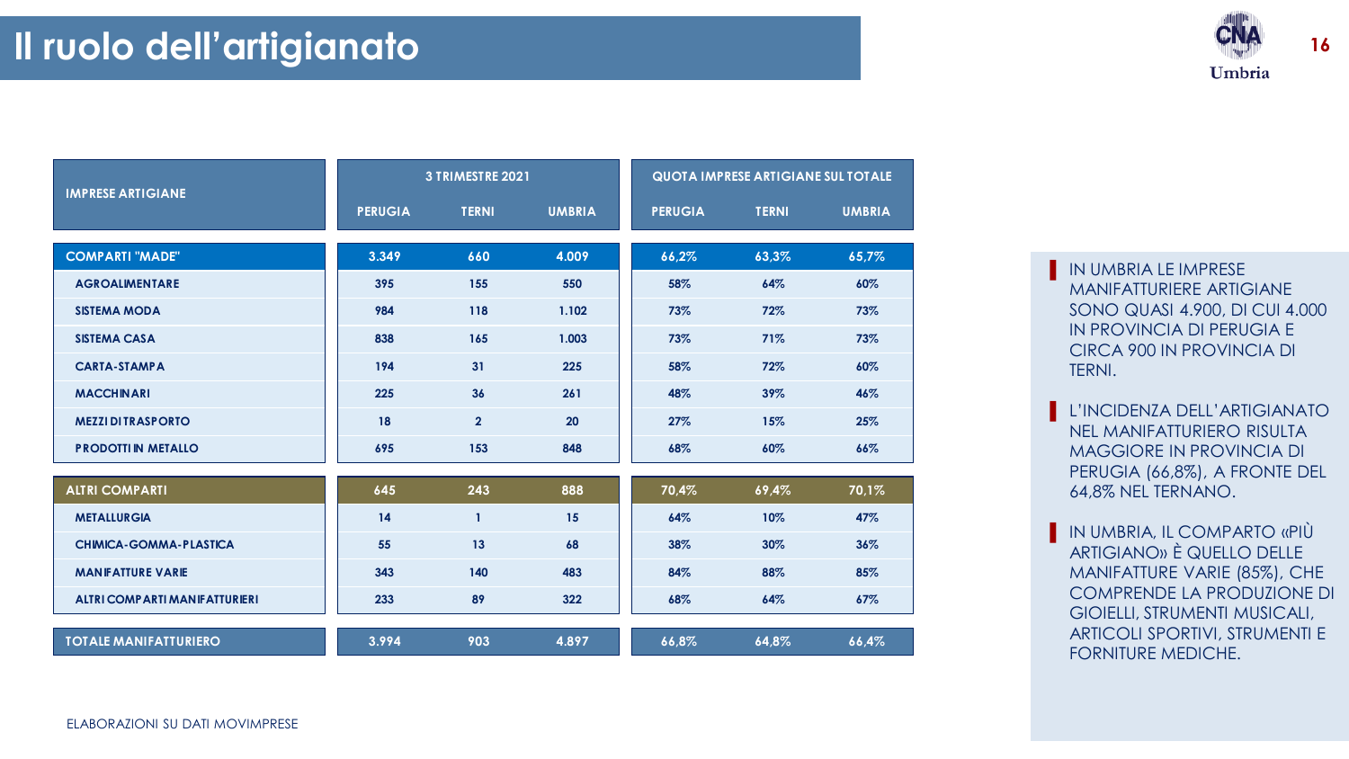# Il ruolo dell'artigianato

| IMPRESE ARTIGIANE | 3 TRIMESTRE 2021 | | | QUOTA IMPRESE ARTIGIANE SUL TOTALE | | |
|---|---|---|---|---|---|---|
| | PERUGIA | TERNI | UMBRIA | PERUGIA | TERNI | UMBRIA |
| **COMPARTI "MADE"** | **3.349** | **660** | **4.009** | **66,2%** | **63,3%** | **65,7%** |
| AGROALIMENTARE | 395 | 155 | 550 | 58% | 64% | 60% |
| SISTEMA MODA | 984 | 118 | 1.102 | 73% | 72% | 73% |
| SISTEMA CASA | 838 | 165 | 1.003 | 73% | 71% | 73% |
| CARTA-STAMPA | 194 | 31 | 225 | 58% | 72% | 60% |
| MACCHINARI | 225 | 36 | 261 | 48% | 39% | 46% |
| MEZZI DI TRASPORTO | 18 | 2 | 20 | 27% | 15% | 25% |
| PRODOTTI IN METALLO | 695 | 153 | 848 | 68% | 60% | 66% |
| **ALTRI COMPARTI** | **645** | **243** | **888** | **70,4%** | **69,4%** | **70,1%** |
| METALLURGIA | 14 | 1 | 15 | 64% | 10% | 47% |
| CHIMICA-GOMMA-PLASTICA | 55 | 13 | 68 | 38% | 30% | 36% |
| MANIFATTURE VARIE | 343 | 140 | 483 | 84% | 88% | 85% |
| ALTRI COMPARTI MANIFATTURIERI | 233 | 89 | 322 | 68% | 64% | 67% |
| **TOTALE MANIFATTURIERO** | **3.994** | **903** | **4.897** | **66,8%** | **64,8%** | **66,4%** |

ELABORAZIONI SU DATI MOVIMPRESE

- IN UMBRIA LE IMPRESE MANIFATTURIERE ARTIGIANE SONO QUASI 4.900, DI CUI 4.000 IN PROVINCIA DI PERUGIA E CIRCA 900 IN PROVINCIA DI TERNI.
- L'INCIDENZA DELL'ARTIGIANATO NEL MANIFATTURIERO RISULTA MAGGIORE IN PROVINCIA DI PERUGIA (66,8%), A FRONTE DEL 64,8% NEL TERNANO.
- IN UMBRIA, IL COMPARTO «PIÙ ARTIGIANO» È QUELLO DELLE MANIFATTURE VARIE (85%), CHE COMPRENDE LA PRODUZIONE DI GIOIELLI, STRUMENTI MUSICALI, ARTICOLI SPORTIVI, STRUMENTI E FORNITURE MEDICHE.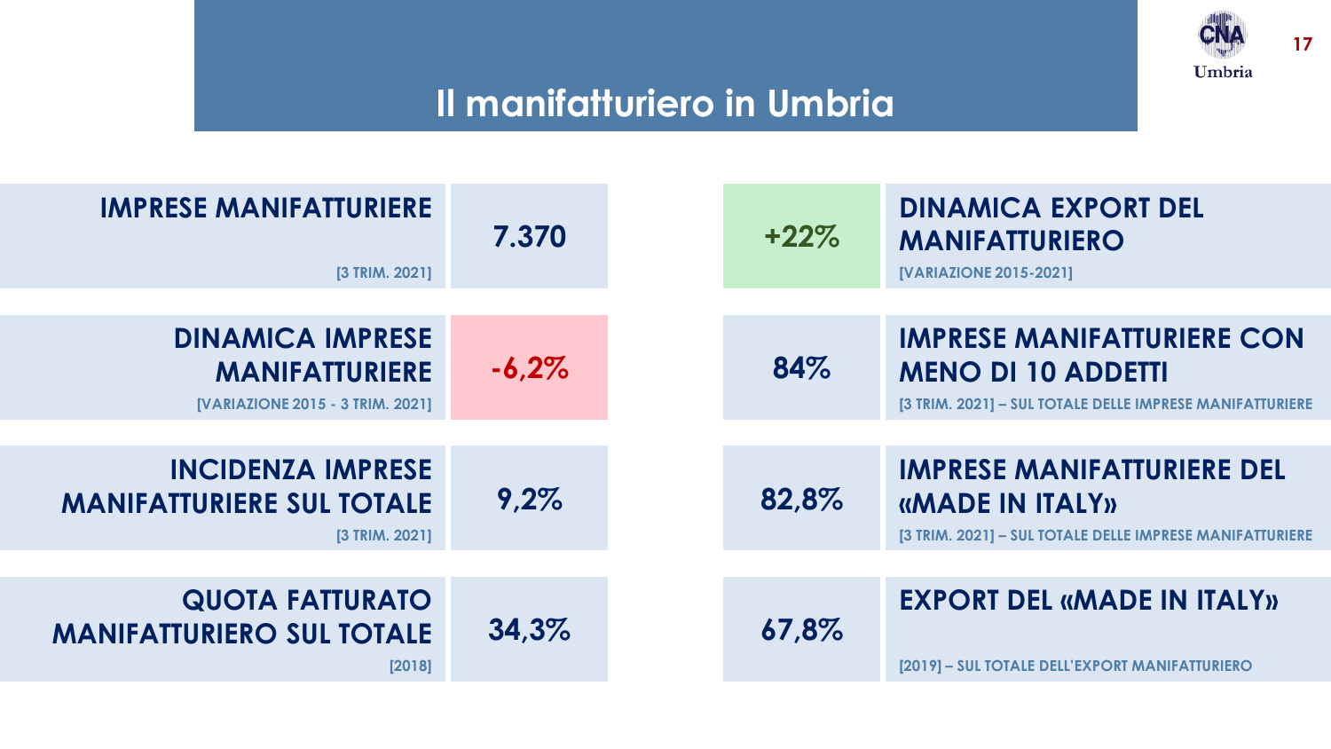# Il manifatturiero in Umbria

**IMPRESE MANIFATTURIERE**
[3 TRIM. 2021]
**7.370**

**DINAMICA IMPRESE MANIFATTURIERE**
[VARIAZIONE 2015 - 3 TRIM. 2021]
**-6,2%**

**INCIDENZA IMPRESE MANIFATTURIERE SUL TOTALE**
[3 TRIM. 2021]
**9,2%**

**QUOTA FATTURATO MANIFATTURIERO SUL TOTALE**
[2018]
**34,3%**

**+22%**
**DINAMICA EXPORT DEL MANIFATTURIERO**
[VARIAZIONE 2015-2021]

**84%**
**IMPRESE MANIFATTURIERE CON MENO DI 10 ADDETTI**
[3 TRIM. 2021] – SUL TOTALE DELLE IMPRESE MANIFATTURIERE

**82,8%**
**IMPRESE MANIFATTURIERE DEL «MADE IN ITALY»**
[3 TRIM. 2021] – SUL TOTALE DELLE IMPRESE MANIFATTURIERE

**67,8%**
**EXPORT DEL «MADE IN ITALY»**
[2019] – SUL TOTALE DELL'EXPORT MANIFATTURIERO